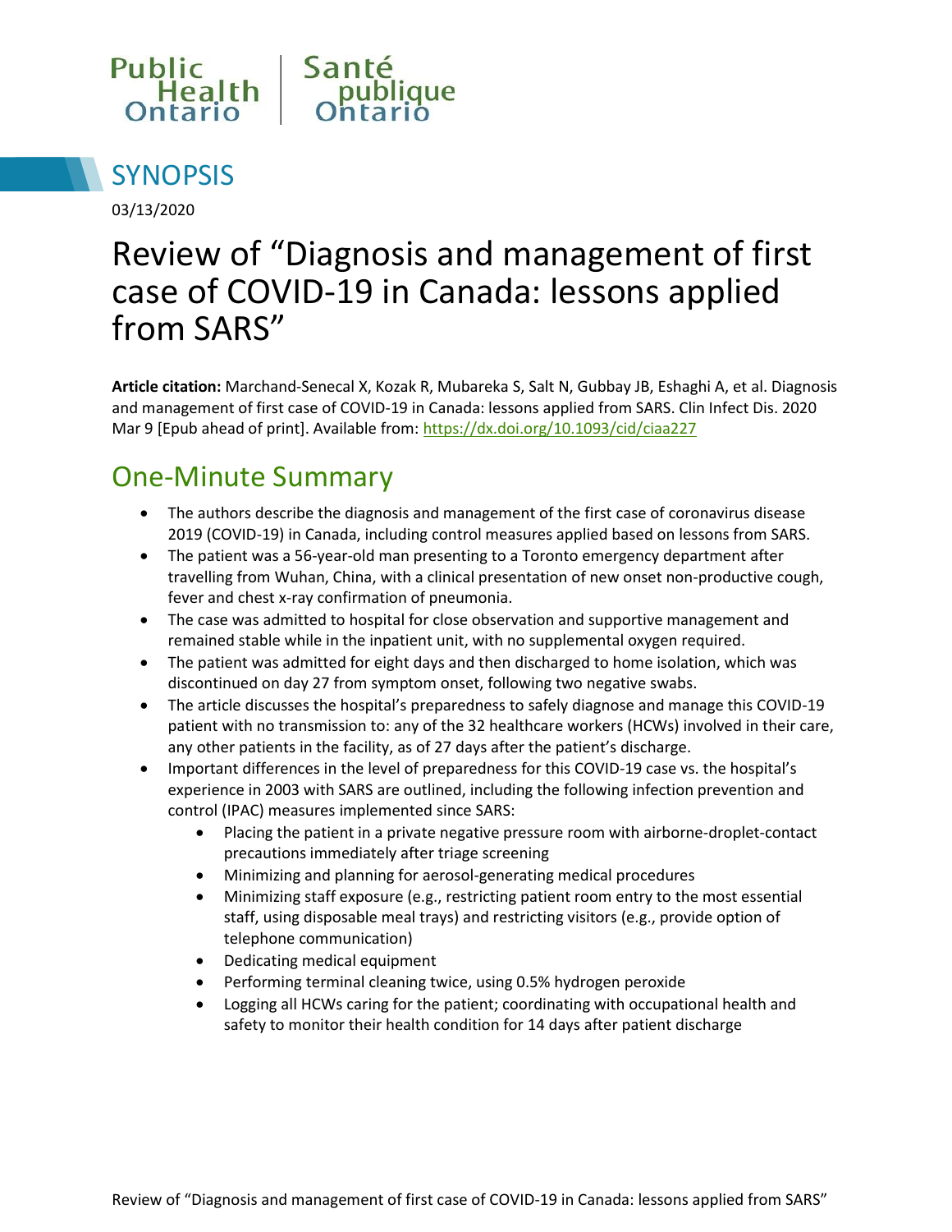Public Health Ontario | Santé publique Ontario

# SYNOPSIS

03/13/2020

# Review of "Diagnosis and management of first case of COVID-19 in Canada: lessons applied from SARS"

**Article citation:** Marchand-Senecal X, Kozak R, Mubareka S, Salt N, Gubbay JB, Eshaghi A, et al. Diagnosis and management of first case of COVID-19 in Canada: lessons applied from SARS. Clin Infect Dis. 2020 Mar 9 [Epub ahead of print]. Available from: https://dx.doi.org/10.1093/cid/ciaa227

## One-Minute Summary

- The authors describe the diagnosis and management of the first case of coronavirus disease 2019 (COVID-19) in Canada, including control measures applied based on lessons from SARS.
- The patient was a 56-year-old man presenting to a Toronto emergency department after travelling from Wuhan, China, with a clinical presentation of new onset non-productive cough, fever and chest x-ray confirmation of pneumonia.
- The case was admitted to hospital for close observation and supportive management and remained stable while in the inpatient unit, with no supplemental oxygen required.
- The patient was admitted for eight days and then discharged to home isolation, which was discontinued on day 27 from symptom onset, following two negative swabs.
- The article discusses the hospital's preparedness to safely diagnose and manage this COVID-19 patient with no transmission to: any of the 32 healthcare workers (HCWs) involved in their care, any other patients in the facility, as of 27 days after the patient's discharge.
- Important differences in the level of preparedness for this COVID-19 case vs. the hospital's experience in 2003 with SARS are outlined, including the following infection prevention and control (IPAC) measures implemented since SARS:
    - Placing the patient in a private negative pressure room with airborne-droplet-contact precautions immediately after triage screening
    - Minimizing and planning for aerosol-generating medical procedures
    - Minimizing staff exposure (e.g., restricting patient room entry to the most essential staff, using disposable meal trays) and restricting visitors (e.g., provide option of telephone communication)
    - Dedicating medical equipment
    - Performing terminal cleaning twice, using 0.5% hydrogen peroxide
    - Logging all HCWs caring for the patient; coordinating with occupational health and safety to monitor their health condition for 14 days after patient discharge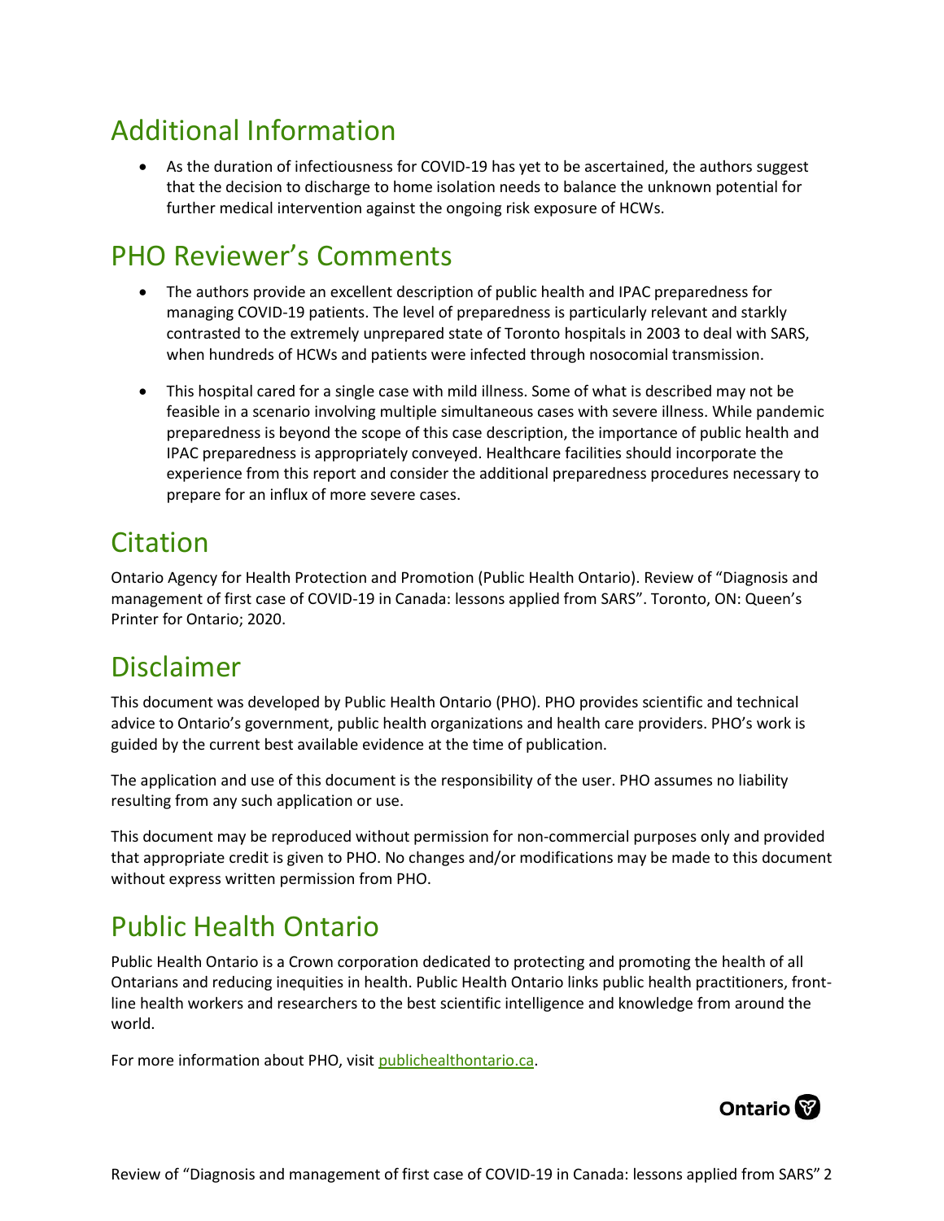## Additional Information

- As the duration of infectiousness for COVID-19 has yet to be ascertained, the authors suggest that the decision to discharge to home isolation needs to balance the unknown potential for further medical intervention against the ongoing risk exposure of HCWs.

## PHO Reviewer's Comments

- The authors provide an excellent description of public health and IPAC preparedness for managing COVID-19 patients. The level of preparedness is particularly relevant and starkly contrasted to the extremely unprepared state of Toronto hospitals in 2003 to deal with SARS, when hundreds of HCWs and patients were infected through nosocomial transmission.
- This hospital cared for a single case with mild illness. Some of what is described may not be feasible in a scenario involving multiple simultaneous cases with severe illness. While pandemic preparedness is beyond the scope of this case description, the importance of public health and IPAC preparedness is appropriately conveyed. Healthcare facilities should incorporate the experience from this report and consider the additional preparedness procedures necessary to prepare for an influx of more severe cases.

## Citation

Ontario Agency for Health Protection and Promotion (Public Health Ontario). Review of "Diagnosis and management of first case of COVID-19 in Canada: lessons applied from SARS". Toronto, ON: Queen's Printer for Ontario; 2020.

## Disclaimer

This document was developed by Public Health Ontario (PHO). PHO provides scientific and technical advice to Ontario's government, public health organizations and health care providers. PHO's work is guided by the current best available evidence at the time of publication.

The application and use of this document is the responsibility of the user. PHO assumes no liability resulting from any such application or use.

This document may be reproduced without permission for non-commercial purposes only and provided that appropriate credit is given to PHO. No changes and/or modifications may be made to this document without express written permission from PHO.

## Public Health Ontario

Public Health Ontario is a Crown corporation dedicated to protecting and promoting the health of all Ontarians and reducing inequities in health. Public Health Ontario links public health practitioners, front-line health workers and researchers to the best scientific intelligence and knowledge from around the world.

For more information about PHO, visit publichealthontario.ca.

Ontario